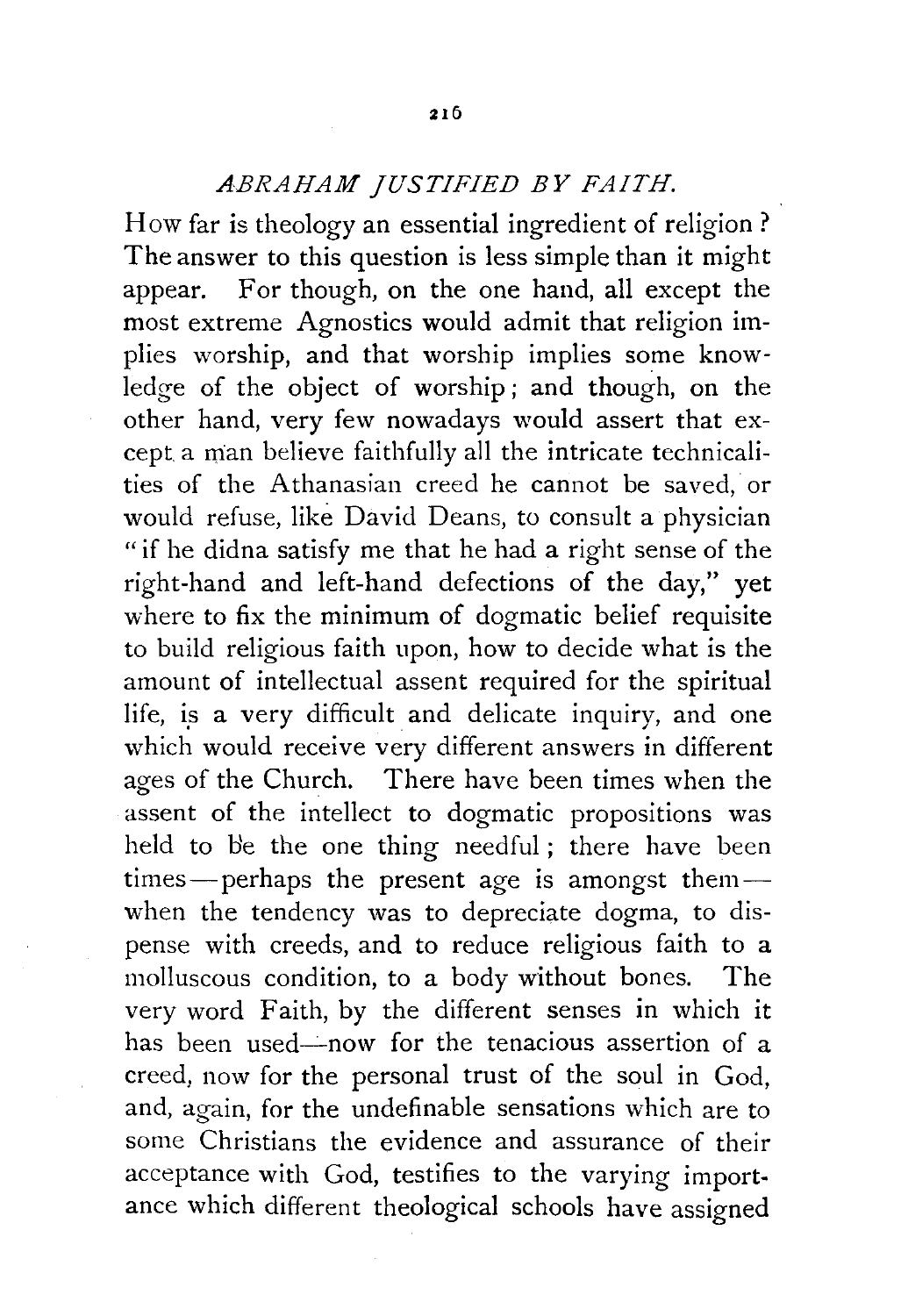## *ABRAHAM JUSTIFIED BY FAITH.*

How far is theology an essential ingredient of religion? The answer to this question is less simple than it might appear. For though, on the one hand, all except the most extreme Agnostics would admit that religion implies worship, and that worship implies some knowledge of the object of worship; and though, on the other hand, very few nowadays would assert that except a man believe faithfully all the intricate technicalities of the Athanasian creed he cannot be saved, or would refuse, like David Deans, to consult a physician "if he didna satisfy me that he had a right sense of the right-hand and left-hand defections of the day," yet where to fix the minimum of dogmatic belief requisite to build religious faith upon, how to decide what is the amount of intellectual assent required for the spiritual life, is a very difficult and delicate inquiry, and one which would receive very different answers in different ages of the Church. There have been times when the assent of the intellect to dogmatic propositions was held to be the one thing needful; there have been times—perhaps the present age is amongst them—when the tendency was to depreciate dogma, to dispense with creeds, and to reduce religious faith to a molluscous condition, to a body without bones. The very word Faith, by the different senses in which it has been used—now for the tenacious assertion of a creed, now for the personal trust of the soul in God, and, again, for the undefinable sensations which are to some Christians the evidence and assurance of their acceptance with God, testifies to the varying importance which different theological schools have assigned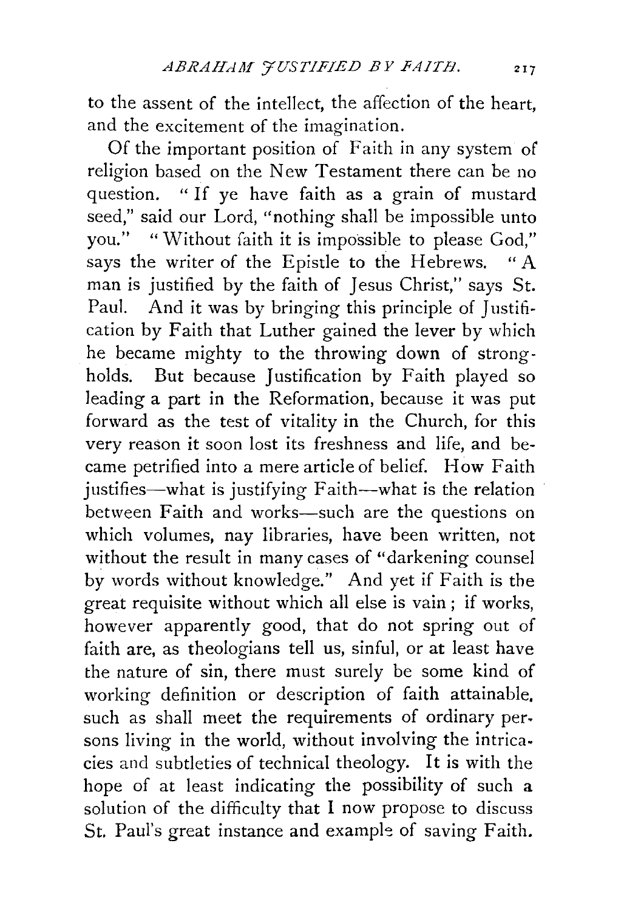to the assent of the intellect, the affection of the heart, and the excitement of the imagination.

Of the important position of Faith in any system of religion based on the New Testament there can be no question. "If ye have faith as a grain of mustard seed," said our Lord, "nothing shall be impossible unto you." "Without faith it is impossible to please God," says the writer of the Epistle to the Hebrews. "A man is justified by the faith of Jesus Christ," says St. Paul. And it was by bringing this principle of Justification by Faith that Luther gained the lever by which he became mighty to the throwing down of strongholds. But because Justification by Faith played so leading a part in the Reformation, because it was put forward as the test of vitality in the Church, for this very reason it soon lost its freshness and life, and became petrified into a mere article of belief. How Faith justifies—what is justifying Faith—what is the relation between Faith and works—such are the questions on which volumes, nay libraries, have been written, not without the result in many cases of "darkening counsel by words without knowledge." And yet if Faith is the great requisite without which all else is vain; if works, however apparently good, that do not spring out of faith are, as theologians tell us, sinful, or at least have the nature of sin, there must surely be some kind of working definition or description of faith attainable, such as shall meet the requirements of ordinary persons living in the world, without involving the intricacies and subtleties of technical theology. It is with the hope of at least indicating the possibility of such a solution of the difficulty that I now propose to discuss St. Paul's great instance and example of saving Faith.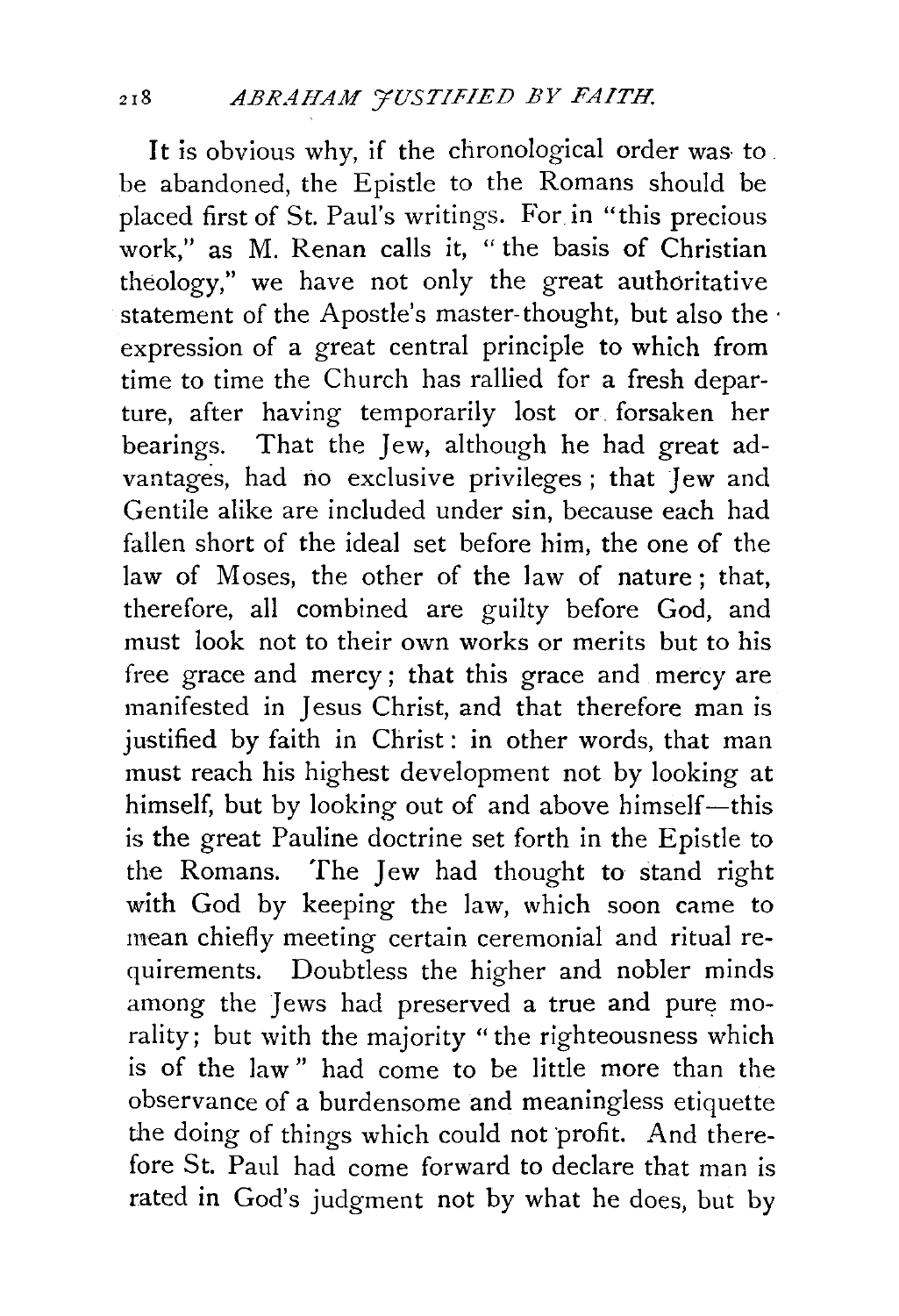It is obvious why, if the chronological order was to be abandoned, the Epistle to the Romans should be placed first of St. Paul's writings. For in "this precious work," as M. Renan calls it, "the basis of Christian theology," we have not only the great authoritative statement of the Apostle's master-thought, but also the expression of a great central principle to which from time to time the Church has rallied for a fresh departure, after having temporarily lost or forsaken her bearings. That the Jew, although he had great advantages, had no exclusive privileges; that Jew and Gentile alike are included under sin, because each had fallen short of the ideal set before him, the one of the law of Moses, the other of the law of nature; that, therefore, all combined are guilty before God, and must look not to their own works or merits but to his free grace and mercy; that this grace and mercy are manifested in Jesus Christ, and that therefore man is justified by faith in Christ: in other words, that man must reach his highest development not by looking at himself, but by looking out of and above himself—this is the great Pauline doctrine set forth in the Epistle to the Romans. The Jew had thought to stand right with God by keeping the law, which soon came to mean chiefly meeting certain ceremonial and ritual requirements. Doubtless the higher and nobler minds among the Jews had preserved a true and pure morality; but with the majority "the righteousness which is of the law" had come to be little more than the observance of a burdensome and meaningless etiquette the doing of things which could not profit. And therefore St. Paul had come forward to declare that man is rated in God's judgment not by what he does, but by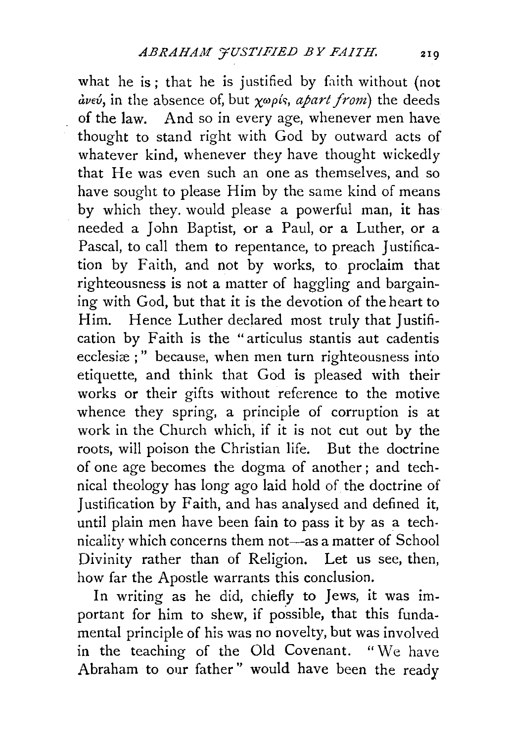what he is; that he is justified by faith without (not ἀνεύ, in the absence of, but χωρίς, *apart from*) the deeds of the law. And so in every age, whenever men have thought to stand right with God by outward acts of whatever kind, whenever they have thought wickedly that He was even such an one as themselves, and so have sought to please Him by the same kind of means by which they would please a powerful man, it has needed a John Baptist, or a Paul, or a Luther, or a Pascal, to call them to repentance, to preach Justification by Faith, and not by works, to proclaim that righteousness is not a matter of haggling and bargaining with God, but that it is the devotion of the heart to Him. Hence Luther declared most truly that Justification by Faith is the "articulus stantis aut cadentis ecclesiæ;" because, when men turn righteousness into etiquette, and think that God is pleased with their works or their gifts without reference to the motive whence they spring, a principle of corruption is at work in the Church which, if it is not cut out by the roots, will poison the Christian life. But the doctrine of one age becomes the dogma of another; and technical theology has long ago laid hold of the doctrine of Justification by Faith, and has analysed and defined it, until plain men have been fain to pass it by as a technicality which concerns them not—as a matter of School Divinity rather than of Religion. Let us see, then, how far the Apostle warrants this conclusion.

In writing as he did, chiefly to Jews, it was important for him to shew, if possible, that this fundamental principle of his was no novelty, but was involved in the teaching of the Old Covenant. "We have Abraham to our father" would have been the ready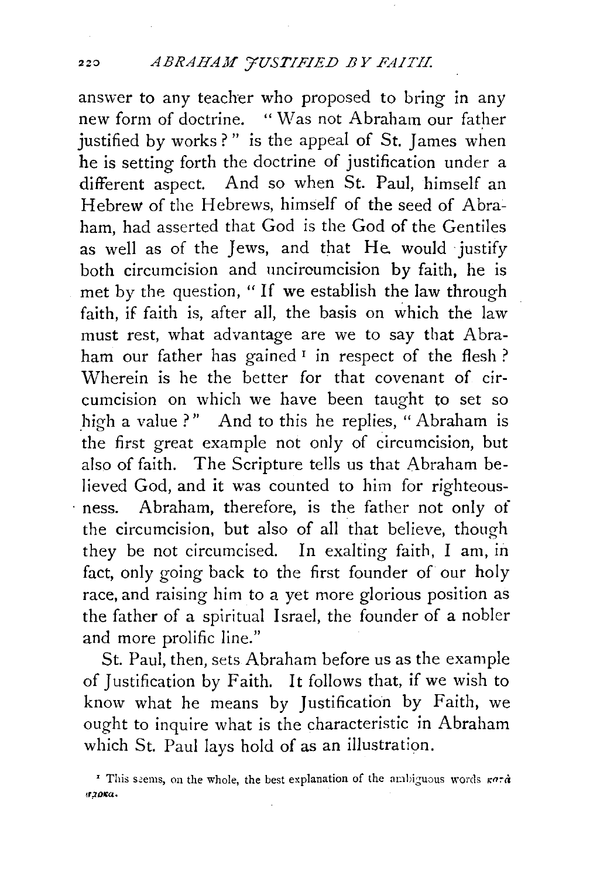answer to any teacher who proposed to bring in any new form of doctrine. "Was not Abraham our father justified by works?" is the appeal of St. James when he is setting forth the doctrine of justification under a different aspect. And so when St. Paul, himself an Hebrew of the Hebrews, himself of the seed of Abraham, had asserted that God is the God of the Gentiles as well as of the Jews, and that He would justify both circumcision and uncircumcision by faith, he is met by the question, "If we establish the law through faith, if faith is, after all, the basis on which the law must rest, what advantage are we to say that Abraham our father has gained[1] in respect of the flesh? Wherein is he the better for that covenant of circumcision on which we have been taught to set so high a value?" And to this he replies, "Abraham is the first great example not only of circumcision, but also of faith. The Scripture tells us that Abraham believed God, and it was counted to him for righteousness. Abraham, therefore, is the father not only of the circumcision, but also of all that believe, though they be not circumcised. In exalting faith, I am, in fact, only going back to the first founder of our holy race, and raising him to a yet more glorious position as the father of a spiritual Israel, the founder of a nobler and more prolific line."

St. Paul, then, sets Abraham before us as the example of Justification by Faith. It follows that, if we wish to know what he means by Justification by Faith, we ought to inquire what is the characteristic in Abraham which St. Paul lays hold of as an illustration.

[1] This seems, on the whole, the best explanation of the ambiguous words κατὰ σάρκα.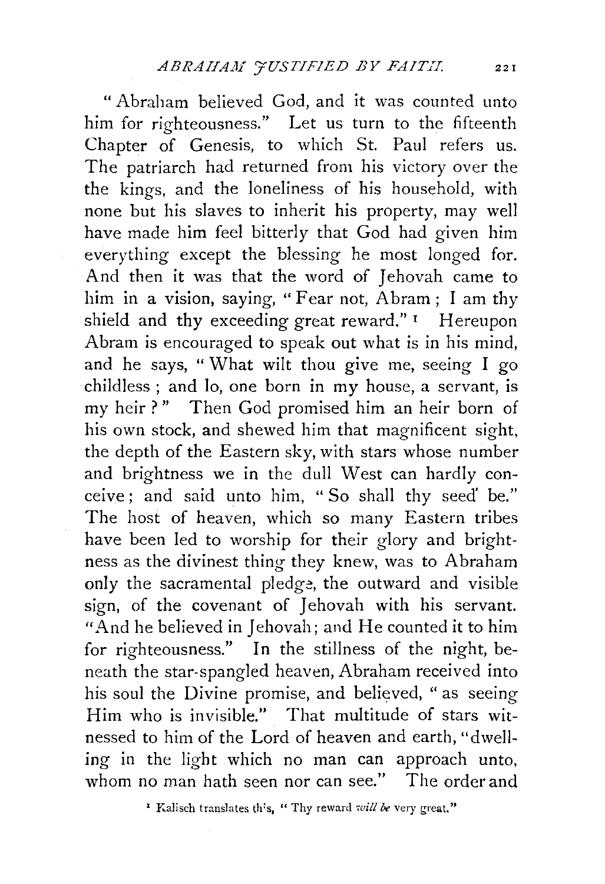"Abraham believed God, and it was counted unto him for righteousness." Let us turn to the fifteenth Chapter of Genesis, to which St. Paul refers us. The patriarch had returned from his victory over the the kings, and the loneliness of his household, with none but his slaves to inherit his property, may well have made him feel bitterly that God had given him everything except the blessing he most longed for. And then it was that the word of Jehovah came to him in a vision, saying, "Fear not, Abram; I am thy shield and thy exceeding great reward."[1] Hereupon Abram is encouraged to speak out what is in his mind, and he says, "What wilt thou give me, seeing I go childless; and lo, one born in my house, a servant, is my heir?" Then God promised him an heir born of his own stock, and shewed him that magnificent sight, the depth of the Eastern sky, with stars whose number and brightness we in the dull West can hardly conceive; and said unto him, "So shall thy seed be." The host of heaven, which so many Eastern tribes have been led to worship for their glory and brightness as the divinest thing they knew, was to Abraham only the sacramental pledge, the outward and visible sign, of the covenant of Jehovah with his servant. "And he believed in Jehovah; and He counted it to him for righteousness." In the stillness of the night, beneath the star-spangled heaven, Abraham received into his soul the Divine promise, and believed, "as seeing Him who is invisible." That multitude of stars witnessed to him of the Lord of heaven and earth, "dwelling in the light which no man can approach unto, whom no man hath seen nor can see." The order and

[1] Kalisch translates this, "Thy reward *will be* very great."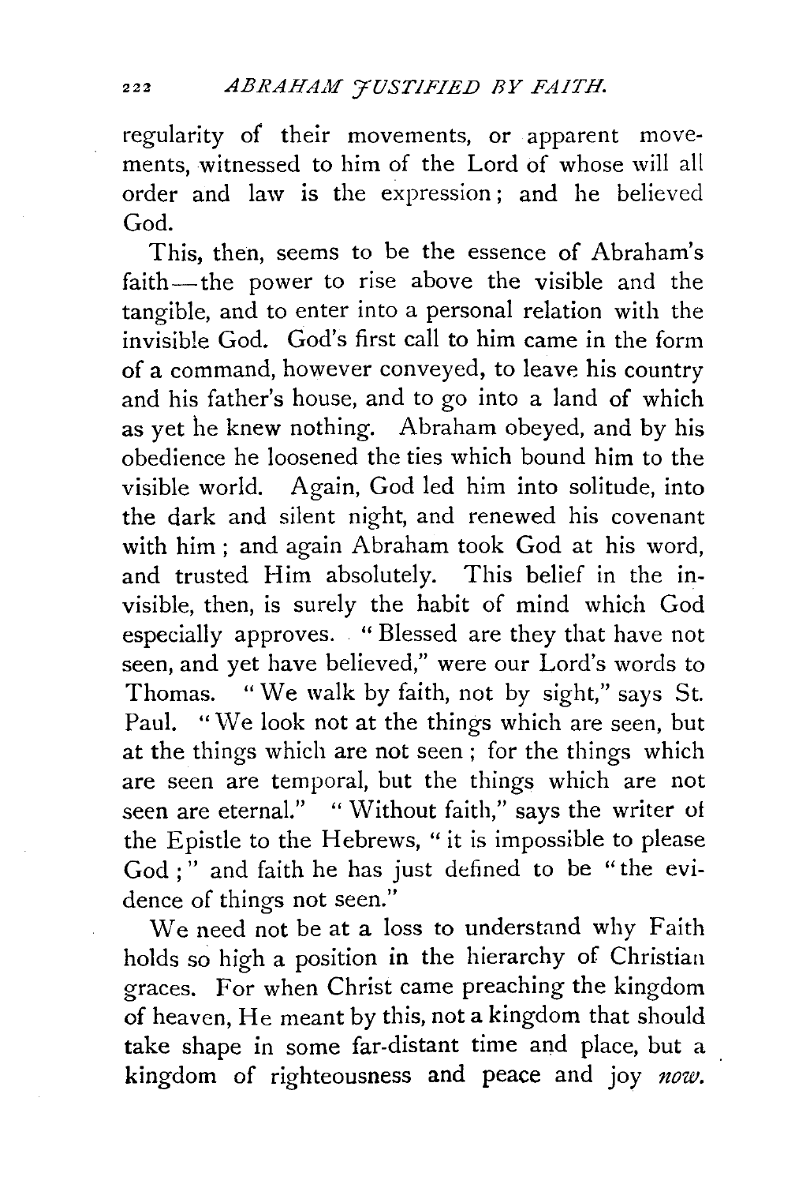regularity of their movements, or apparent movements, witnessed to him of the Lord of whose will all order and law is the expression; and he believed God.

This, then, seems to be the essence of Abraham's faith—the power to rise above the visible and the tangible, and to enter into a personal relation with the invisible God. God's first call to him came in the form of a command, however conveyed, to leave his country and his father's house, and to go into a land of which as yet he knew nothing. Abraham obeyed, and by his obedience he loosened the ties which bound him to the visible world. Again, God led him into solitude, into the dark and silent night, and renewed his covenant with him; and again Abraham took God at his word, and trusted Him absolutely. This belief in the invisible, then, is surely the habit of mind which God especially approves. "Blessed are they that have not seen, and yet have believed," were our Lord's words to Thomas. "We walk by faith, not by sight," says St. Paul. "We look not at the things which are seen, but at the things which are not seen; for the things which are seen are temporal, but the things which are not seen are eternal." "Without faith," says the writer of the Epistle to the Hebrews, "it is impossible to please God;" and faith he has just defined to be "the evidence of things not seen."

We need not be at a loss to understand why Faith holds so high a position in the hierarchy of Christian graces. For when Christ came preaching the kingdom of heaven, He meant by this, not a kingdom that should take shape in some far-distant time and place, but a kingdom of righteousness and peace and joy *now.*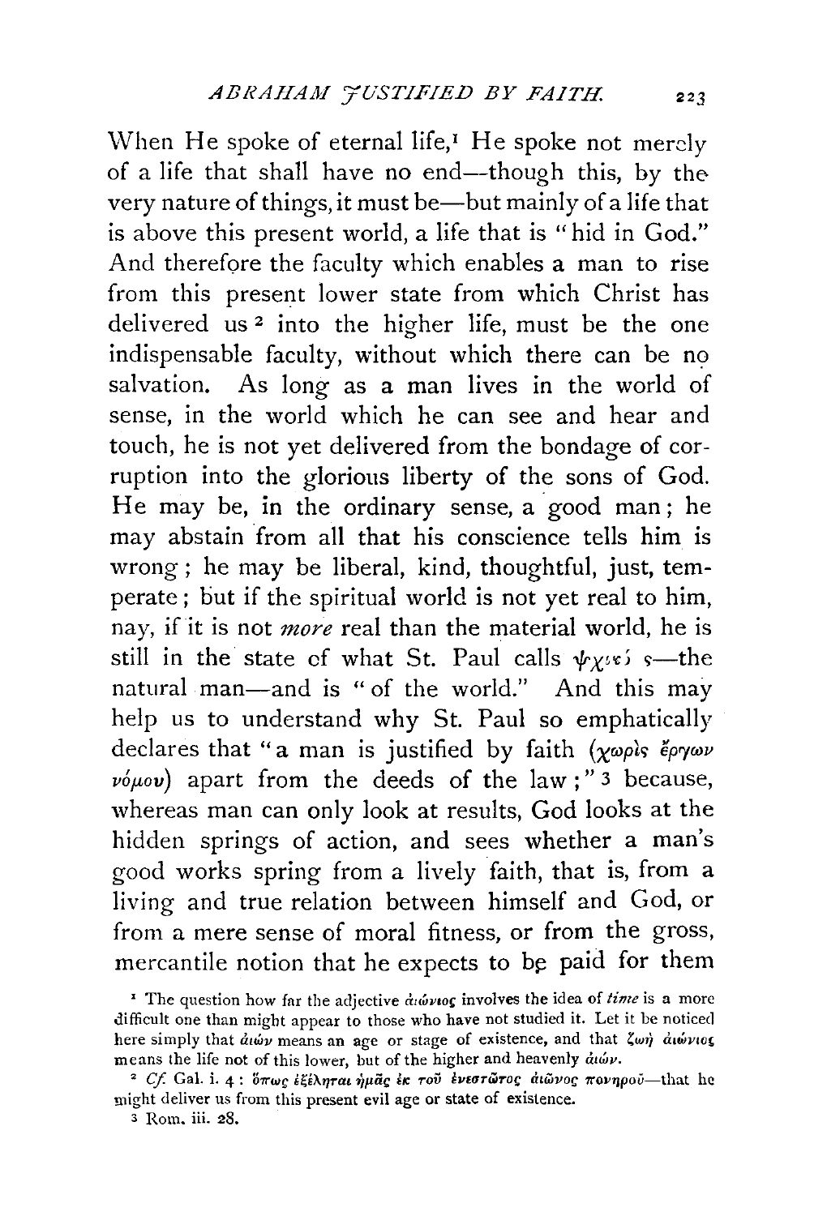When He spoke of eternal life,[1] He spoke not merely of a life that shall have no end—though this, by the very nature of things, it must be—but mainly of a life that is above this present world, a life that is "hid in God." And therefore the faculty which enables a man to rise from this present lower state from which Christ has delivered us [2] into the higher life, must be the one indispensable faculty, without which there can be no salvation. As long as a man lives in the world of sense, in the world which he can see and hear and touch, he is not yet delivered from the bondage of corruption into the glorious liberty of the sons of God. He may be, in the ordinary sense, a good man; he may abstain from all that his conscience tells him is wrong; he may be liberal, kind, thoughtful, just, temperate; but if the spiritual world is not yet real to him, nay, if it is not *more* real than the material world, he is still in the state of what St. Paul calls ψυχικός—the natural man—and is "of the world." And this may help us to understand why St. Paul so emphatically declares that "a man is justified by faith (χωρὶς ἔργων νόμου) apart from the deeds of the law;" [3] because, whereas man can only look at results, God looks at the hidden springs of action, and sees whether a man's good works spring from a lively faith, that is, from a living and true relation between himself and God, or from a mere sense of moral fitness, or from the gross, mercantile notion that he expects to be paid for them

[1] The question how far the adjective αἰώνιος involves the idea of *time* is a more difficult one than might appear to those who have not studied it. Let it be noticed here simply that αἰών means an age or stage of existence, and that ζωὴ αἰώνιος means the life not of this lower, but of the higher and heavenly αἰών.

[2] *Cf.* Gal. i. 4: ὅπως ἐξέληται ἡμᾶς ἐκ τοῦ ἐνεστῶτος αἰῶνος πονηροῦ—that he might deliver us from this present evil age or state of existence.

[3] Rom. iii. 28.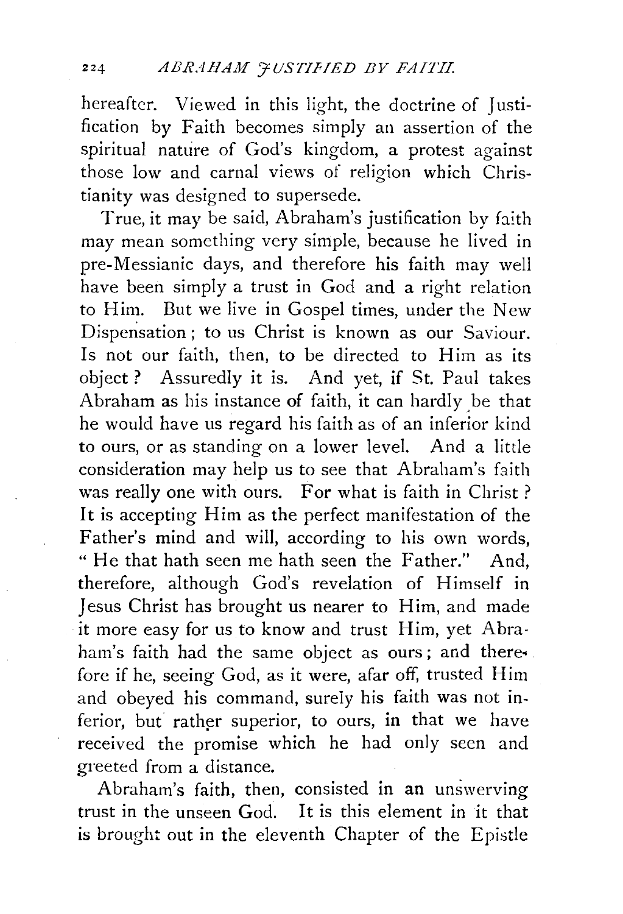hereafter. Viewed in this light, the doctrine of Justification by Faith becomes simply an assertion of the spiritual nature of God's kingdom, a protest against those low and carnal views of religion which Christianity was designed to supersede.

True, it may be said, Abraham's justification by faith may mean something very simple, because he lived in pre-Messianic days, and therefore his faith may well have been simply a trust in God and a right relation to Him. But we live in Gospel times, under the New Dispensation; to us Christ is known as our Saviour. Is not our faith, then, to be directed to Him as its object? Assuredly it is. And yet, if St. Paul takes Abraham as his instance of faith, it can hardly be that he would have us regard his faith as of an inferior kind to ours, or as standing on a lower level. And a little consideration may help us to see that Abraham's faith was really one with ours. For what is faith in Christ? It is accepting Him as the perfect manifestation of the Father's mind and will, according to his own words, "He that hath seen me hath seen the Father." And, therefore, although God's revelation of Himself in Jesus Christ has brought us nearer to Him, and made it more easy for us to know and trust Him, yet Abraham's faith had the same object as ours; and therefore if he, seeing God, as it were, afar off, trusted Him and obeyed his command, surely his faith was not inferior, but rather superior, to ours, in that we have received the promise which he had only seen and greeted from a distance.

Abraham's faith, then, consisted in an unswerving trust in the unseen God. It is this element in it that is brought out in the eleventh Chapter of the Epistle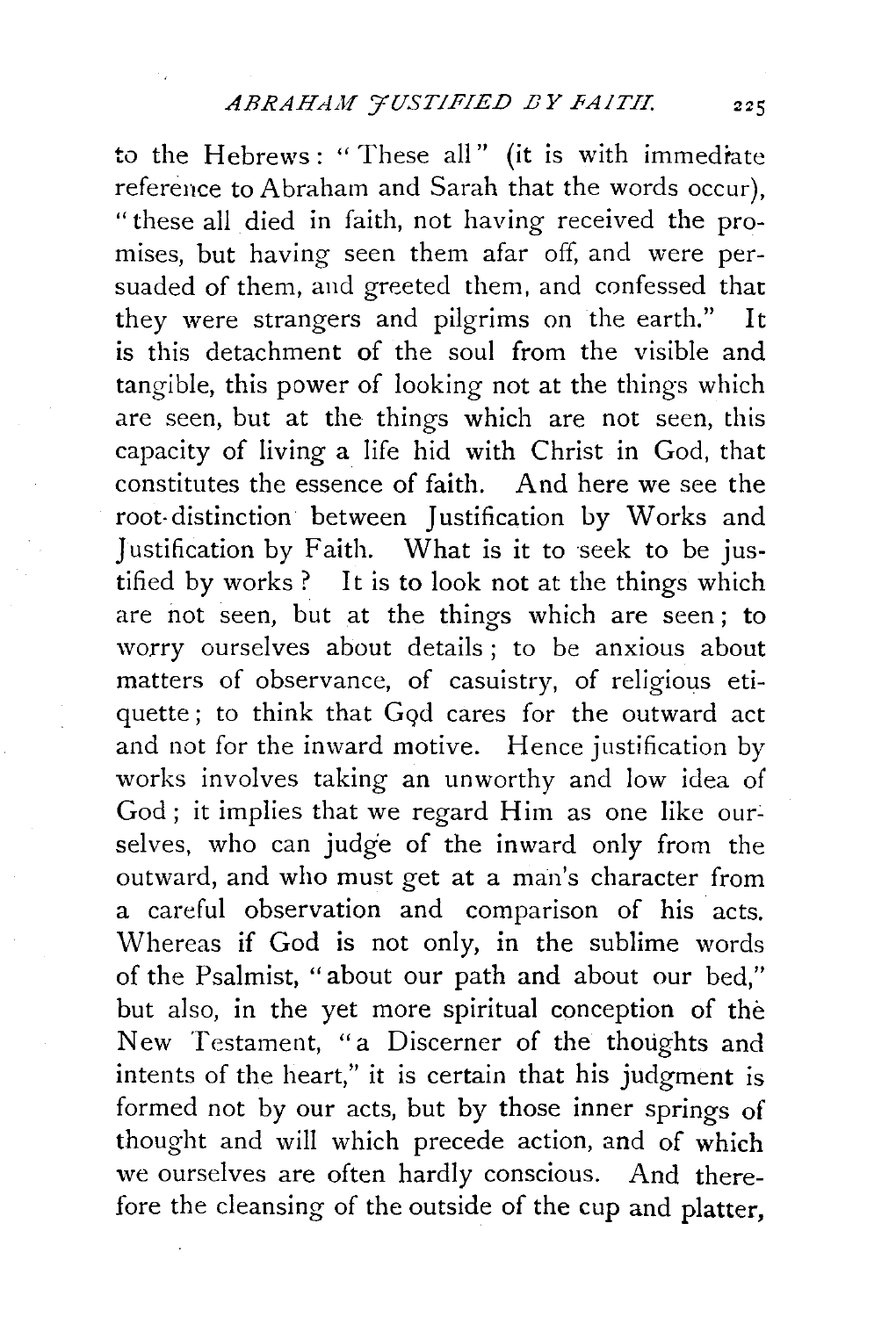to the Hebrews: "These all" (it is with immediate reference to Abraham and Sarah that the words occur), "these all died in faith, not having received the promises, but having seen them afar off, and were persuaded of them, and greeted them, and confessed that they were strangers and pilgrims on the earth." It is this detachment of the soul from the visible and tangible, this power of looking not at the things which are seen, but at the things which are not seen, this capacity of living a life hid with Christ in God, that constitutes the essence of faith. And here we see the root-distinction between Justification by Works and Justification by Faith. What is it to seek to be justified by works? It is to look not at the things which are not seen, but at the things which are seen; to worry ourselves about details; to be anxious about matters of observance, of casuistry, of religious etiquette; to think that God cares for the outward act and not for the inward motive. Hence justification by works involves taking an unworthy and low idea of God; it implies that we regard Him as one like ourselves, who can judge of the inward only from the outward, and who must get at a man's character from a careful observation and comparison of his acts. Whereas if God is not only, in the sublime words of the Psalmist, "about our path and about our bed," but also, in the yet more spiritual conception of the New Testament, "a Discerner of the thoughts and intents of the heart," it is certain that his judgment is formed not by our acts, but by those inner springs of thought and will which precede action, and of which we ourselves are often hardly conscious. And therefore the cleansing of the outside of the cup and platter,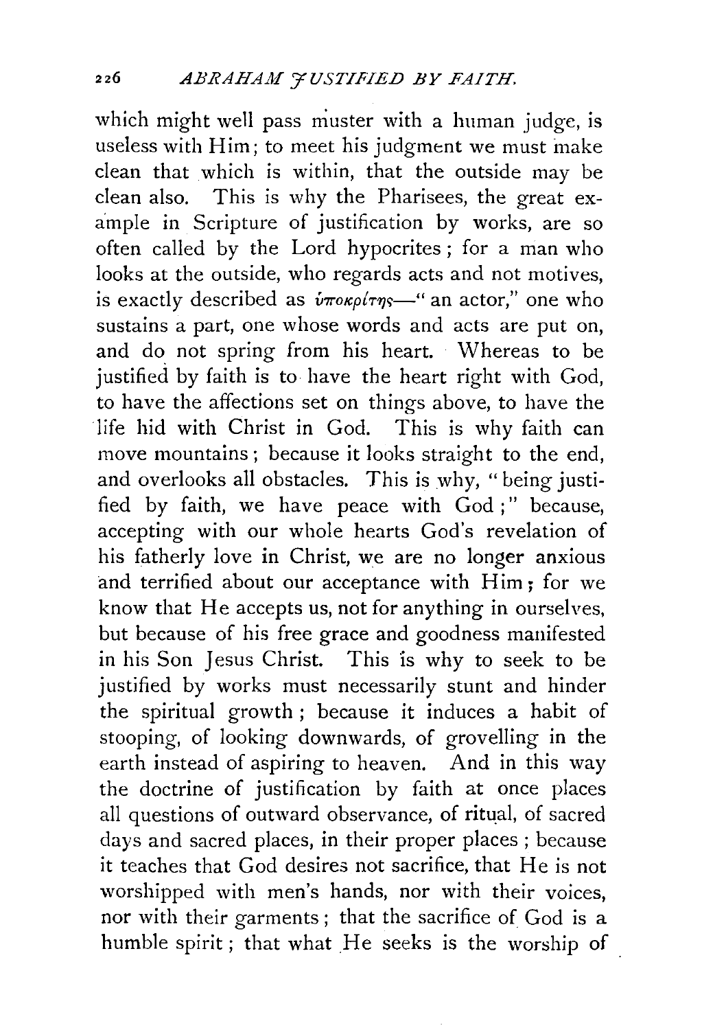which might well pass muster with a human judge, is useless with Him; to meet his judgment we must make clean that which is within, that the outside may be clean also. This is why the Pharisees, the great example in Scripture of justification by works, are so often called by the Lord hypocrites; for a man who looks at the outside, who regards acts and not motives, is exactly described as ὑποκρίτης—"an actor," one who sustains a part, one whose words and acts are put on, and do not spring from his heart. Whereas to be justified by faith is to have the heart right with God, to have the affections set on things above, to have the life hid with Christ in God. This is why faith can move mountains; because it looks straight to the end, and overlooks all obstacles. This is why, "being justified by faith, we have peace with God;" because, accepting with our whole hearts God's revelation of his fatherly love in Christ, we are no longer anxious and terrified about our acceptance with Him; for we know that He accepts us, not for anything in ourselves, but because of his free grace and goodness manifested in his Son Jesus Christ. This is why to seek to be justified by works must necessarily stunt and hinder the spiritual growth; because it induces a habit of stooping, of looking downwards, of grovelling in the earth instead of aspiring to heaven. And in this way the doctrine of justification by faith at once places all questions of outward observance, of ritual, of sacred days and sacred places, in their proper places; because it teaches that God desires not sacrifice, that He is not worshipped with men's hands, nor with their voices, nor with their garments; that the sacrifice of God is a humble spirit; that what He seeks is the worship of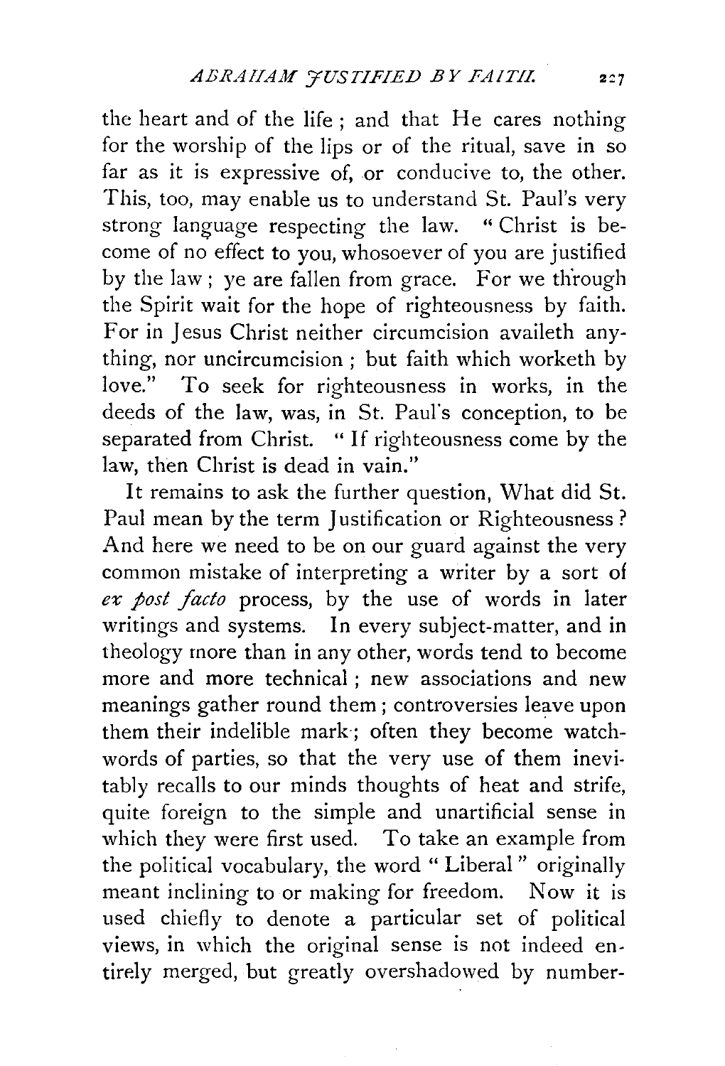the heart and of the life; and that He cares nothing for the worship of the lips or of the ritual, save in so far as it is expressive of, or conducive to, the other. This, too, may enable us to understand St. Paul's very strong language respecting the law. "Christ is become of no effect to you, whosoever of you are justified by the law; ye are fallen from grace. For we through the Spirit wait for the hope of righteousness by faith. For in Jesus Christ neither circumcision availeth anything, nor uncircumcision; but faith which worketh by love." To seek for righteousness in works, in the deeds of the law, was, in St. Paul's conception, to be separated from Christ. "If righteousness come by the law, then Christ is dead in vain."

It remains to ask the further question, What did St. Paul mean by the term Justification or Righteousness? And here we need to be on our guard against the very common mistake of interpreting a writer by a sort of *ex post facto* process, by the use of words in later writings and systems. In every subject-matter, and in theology more than in any other, words tend to become more and more technical; new associations and new meanings gather round them; controversies leave upon them their indelible mark; often they become watchwords of parties, so that the very use of them inevitably recalls to our minds thoughts of heat and strife, quite foreign to the simple and unartificial sense in which they were first used. To take an example from the political vocabulary, the word "Liberal" originally meant inclining to or making for freedom. Now it is used chiefly to denote a particular set of political views, in which the original sense is not indeed entirely merged, but greatly overshadowed by number-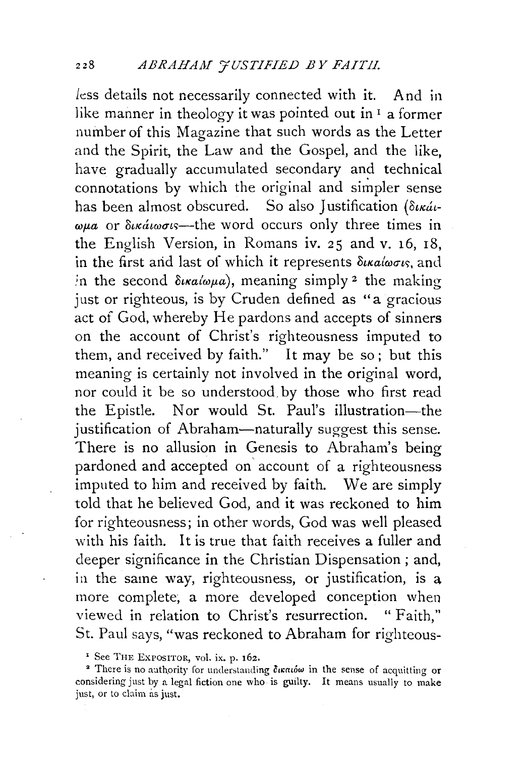less details not necessarily connected with it. And in like manner in theology it was pointed out in [1] a former number of this Magazine that such words as the Letter and the Spirit, the Law and the Gospel, and the like, have gradually accumulated secondary and technical connotations by which the original and simpler sense has been almost obscured. So also Justification (δικαίωμα or δικαίωσις—the word occurs only three times in the English Version, in Romans iv. 25 and v. 16, 18, in the first and last of which it represents δικαίωσις, and in the second δικαίωμα), meaning simply [2] the making just or righteous, is by Cruden defined as "a gracious act of God, whereby He pardons and accepts of sinners on the account of Christ's righteousness imputed to them, and received by faith." It may be so; but this meaning is certainly not involved in the original word, nor could it be so understood by those who first read the Epistle. Nor would St. Paul's illustration—the justification of Abraham—naturally suggest this sense. There is no allusion in Genesis to Abraham's being pardoned and accepted on account of a righteousness imputed to him and received by faith. We are simply told that he believed God, and it was reckoned to him for righteousness; in other words, God was well pleased with his faith. It is true that faith receives a fuller and deeper significance in the Christian Dispensation; and, in the same way, righteousness, or justification, is a more complete, a more developed conception when viewed in relation to Christ's resurrection. "Faith," St. Paul says, "was reckoned to Abraham for righteous-

[1] See THE EXPOSITOR, vol. ix. p. 162.

[2] There is no authority for understanding δικαιόω in the sense of acquitting or considering just by a legal fiction one who is guilty. It means usually to make just, or to claim as just.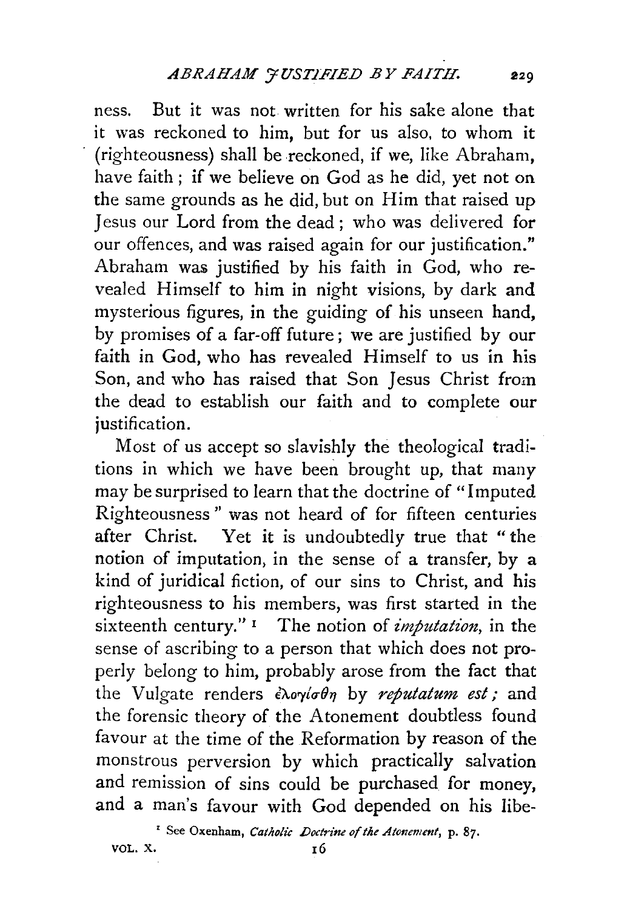ness. But it was not written for his sake alone that it was reckoned to him, but for us also, to whom it (righteousness) shall be reckoned, if we, like Abraham, have faith; if we believe on God as he did, yet not on the same grounds as he did, but on Him that raised up Jesus our Lord from the dead; who was delivered for our offences, and was raised again for our justification." Abraham was justified by his faith in God, who revealed Himself to him in night visions, by dark and mysterious figures, in the guiding of his unseen hand, by promises of a far-off future; we are justified by our faith in God, who has revealed Himself to us in his Son, and who has raised that Son Jesus Christ from the dead to establish our faith and to complete our justification.

Most of us accept so slavishly the theological traditions in which we have been brought up, that many may be surprised to learn that the doctrine of "Imputed Righteousness" was not heard of for fifteen centuries after Christ. Yet it is undoubtedly true that "the notion of imputation, in the sense of a transfer, by a kind of juridical fiction, of our sins to Christ, and his righteousness to his members, was first started in the sixteenth century."[1] The notion of *imputation*, in the sense of ascribing to a person that which does not properly belong to him, probably arose from the fact that the Vulgate renders ἐλογίσθη by *reputatum est;* and the forensic theory of the Atonement doubtless found favour at the time of the Reformation by reason of the monstrous perversion by which practically salvation and remission of sins could be purchased for money, and a man's favour with God depended on his libe-

[1] See Oxenham, *Catholic Doctrine of the Atonement*, p. 87.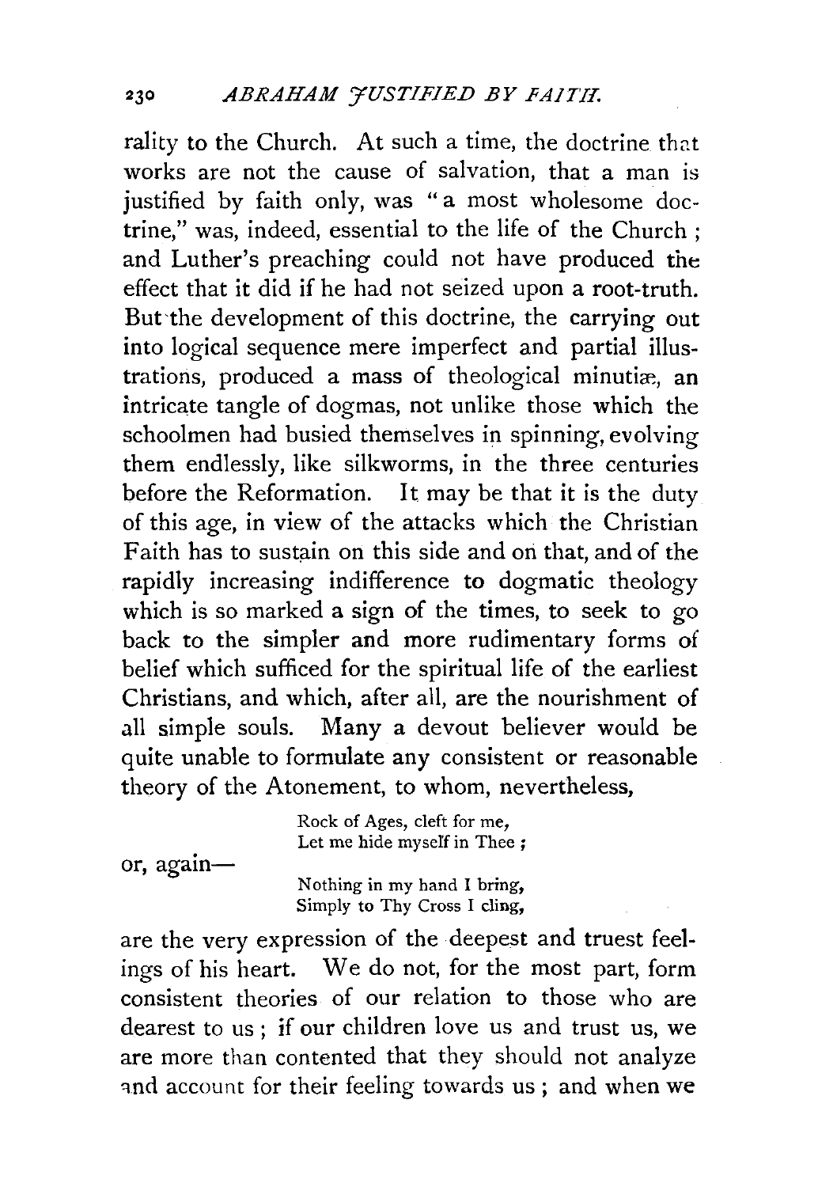rality to the Church. At such a time, the doctrine that works are not the cause of salvation, that a man is justified by faith only, was "a most wholesome doctrine," was, indeed, essential to the life of the Church ; and Luther's preaching could not have produced the effect that it did if he had not seized upon a root-truth. But the development of this doctrine, the carrying out into logical sequence mere imperfect and partial illustrations, produced a mass of theological minutiæ, an intricate tangle of dogmas, not unlike those which the schoolmen had busied themselves in spinning, evolving them endlessly, like silkworms, in the three centuries before the Reformation. It may be that it is the duty of this age, in view of the attacks which the Christian Faith has to sustain on this side and on that, and of the rapidly increasing indifference to dogmatic theology which is so marked a sign of the times, to seek to go back to the simpler and more rudimentary forms of belief which sufficed for the spiritual life of the earliest Christians, and which, after all, are the nourishment of all simple souls. Many a devout believer would be quite unable to formulate any consistent or reasonable theory of the Atonement, to whom, nevertheless,

> Rock of Ages, cleft for me,
> Let me hide myself in Thee ;

or, again—

> Nothing in my hand I bring,
> Simply to Thy Cross I cling,

are the very expression of the deepest and truest feelings of his heart. We do not, for the most part, form consistent theories of our relation to those who are dearest to us ; if our children love us and trust us, we are more than contented that they should not analyze and account for their feeling towards us ; and when we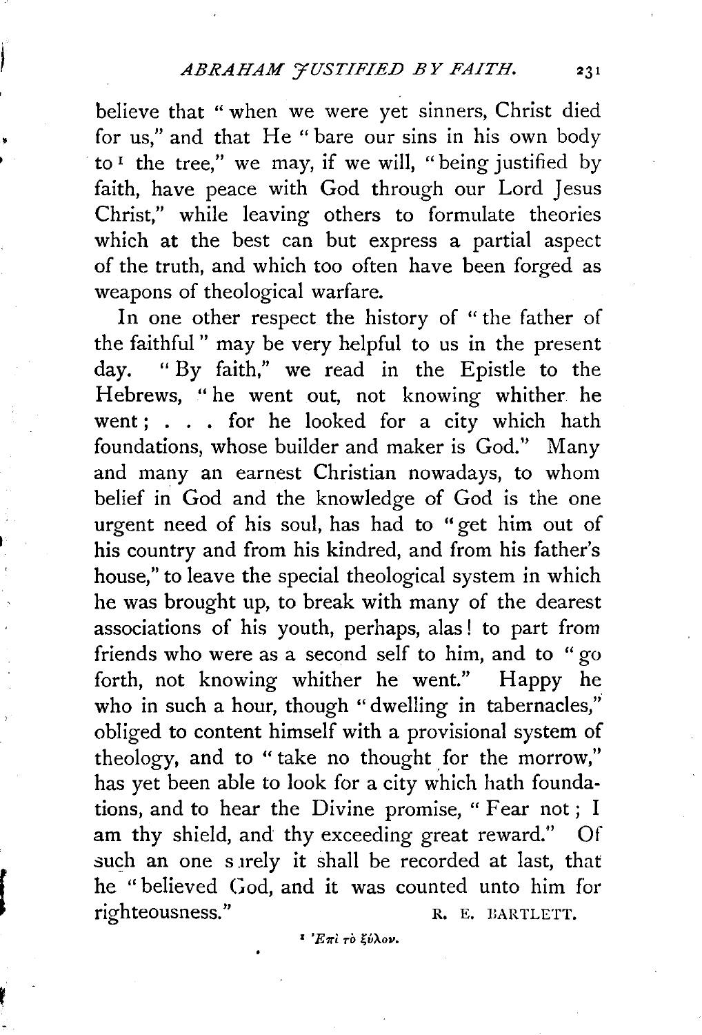believe that "when we were yet sinners, Christ died for us," and that He "bare our sins in his own body to[1] the tree," we may, if we will, "being justified by faith, have peace with God through our Lord Jesus Christ," while leaving others to formulate theories which at the best can but express a partial aspect of the truth, and which too often have been forged as weapons of theological warfare.

In one other respect the history of "the father of the faithful" may be very helpful to us in the present day. "By faith," we read in the Epistle to the Hebrews, "he went out, not knowing whither he went; . . . for he looked for a city which hath foundations, whose builder and maker is God." Many and many an earnest Christian nowadays, to whom belief in God and the knowledge of God is the one urgent need of his soul, has had to "get him out of his country and from his kindred, and from his father's house," to leave the special theological system in which he was brought up, to break with many of the dearest associations of his youth, perhaps, alas! to part from friends who were as a second self to him, and to "go forth, not knowing whither he went." Happy he who in such a hour, though "dwelling in tabernacles," obliged to content himself with a provisional system of theology, and to "take no thought for the morrow," has yet been able to look for a city which hath foundations, and to hear the Divine promise, "Fear not; I am thy shield, and thy exceeding great reward." Of such an one surely it shall be recorded at last, that he "believed God, and it was counted unto him for righteousness."

R. E. BARTLETT.

[1] Ἐπὶ τὸ ξύλον.